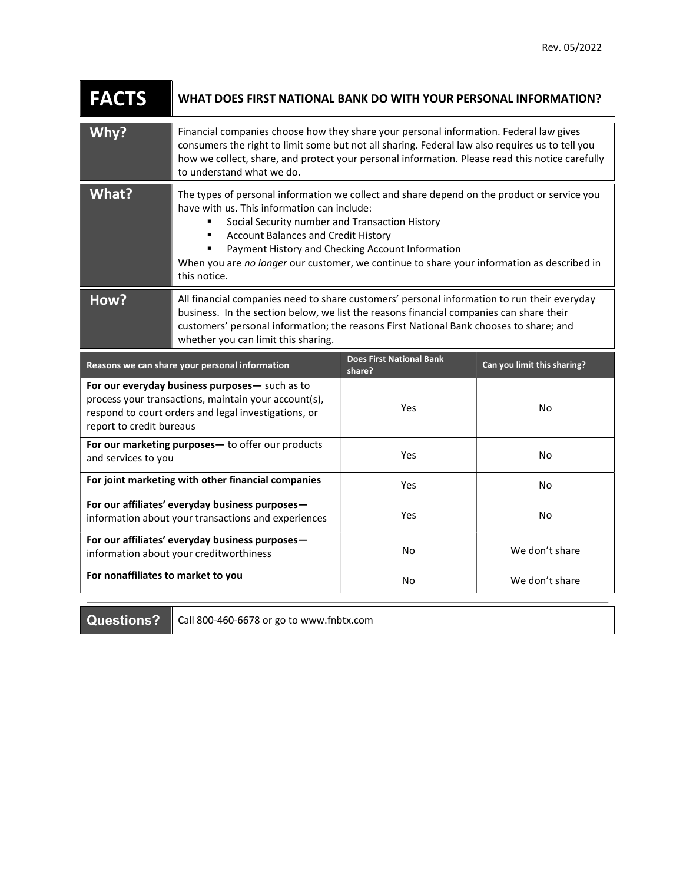Rev. 05/2022

# FACTS — WHAT DOES FIRST NATIONAL BANK DO WITH YOUR PERSONAL INFORMATION?

## Why?

Financial companies choose how they share your personal information. Federal law gives consumers the right to limit some but not all sharing. Federal law also requires us to tell you how we collect, share, and protect your personal information. Please read this notice carefully to understand what we do.

## What?

The types of personal information we collect and share depend on the product or service you have with us. This information can include:

- Social Security number and Transaction History
- Account Balances and Credit History
- Payment History and Checking Account Information

When you are *no longer* our customer, we continue to share your information as described in this notice.

## How?

All financial companies need to share customers' personal information to run their everyday business. In the section below, we list the reasons financial companies can share their customers' personal information; the reasons First National Bank chooses to share; and whether you can limit this sharing.

| Reasons we can share your personal information | Does First National Bank share? | Can you limit this sharing? |
| --- | --- | --- |
| **For our everyday business purposes—** such as to process your transactions, maintain your account(s), respond to court orders and legal investigations, or report to credit bureaus | Yes | No |
| **For our marketing purposes—** to offer our products and services to you | Yes | No |
| **For joint marketing with other financial companies** | Yes | No |
| **For our affiliates' everyday business purposes—** information about your transactions and experiences | Yes | No |
| **For our affiliates' everyday business purposes—** information about your creditworthiness | No | We don't share |
| **For nonaffiliates to market to you** | No | We don't share |

## Questions?

Call 800-460-6678 or go to www.fnbtx.com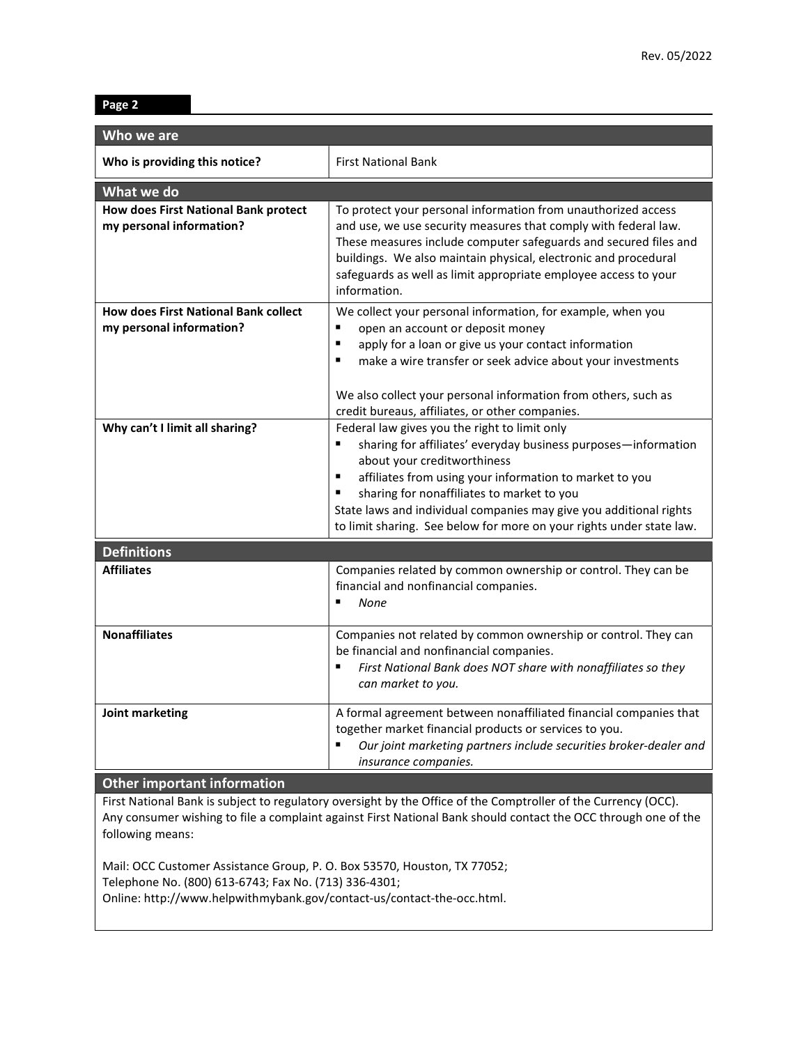| Who we are | |
| --- | --- |
| **Who is providing this notice?** | First National Bank |

| What we do | |
| --- | --- |
| **How does First National Bank protect my personal information?** | To protect your personal information from unauthorized access and use, we use security measures that comply with federal law. These measures include computer safeguards and secured files and buildings. We also maintain physical, electronic and procedural safeguards as well as limit appropriate employee access to your information. |
| **How does First National Bank collect my personal information?** | We collect your personal information, for example, when you<br>▪ open an account or deposit money<br>▪ apply for a loan or give us your contact information<br>▪ make a wire transfer or seek advice about your investments<br><br>We also collect your personal information from others, such as credit bureaus, affiliates, or other companies. |
| **Why can't I limit all sharing?** | Federal law gives you the right to limit only<br>▪ sharing for affiliates' everyday business purposes—information about your creditworthiness<br>▪ affiliates from using your information to market to you<br>▪ sharing for nonaffiliates to market to you<br>State laws and individual companies may give you additional rights to limit sharing. See below for more on your rights under state law. |

| Definitions | |
| --- | --- |
| **Affiliates** | Companies related by common ownership or control. They can be financial and nonfinancial companies.<br>▪ *None* |
| **Nonaffiliates** | Companies not related by common ownership or control. They can be financial and nonfinancial companies.<br>▪ *First National Bank does NOT share with nonaffiliates so they can market to you.* |
| **Joint marketing** | A formal agreement between nonaffiliated financial companies that together market financial products or services to you.<br>▪ *Our joint marketing partners include securities broker-dealer and insurance companies.* |

## Other important information

First National Bank is subject to regulatory oversight by the Office of the Comptroller of the Currency (OCC). Any consumer wishing to file a complaint against First National Bank should contact the OCC through one of the following means:

Mail: OCC Customer Assistance Group, P. O. Box 53570, Houston, TX 77052;
Telephone No. (800) 613-6743; Fax No. (713) 336-4301;
Online: http://www.helpwithmybank.gov/contact-us/contact-the-occ.html.